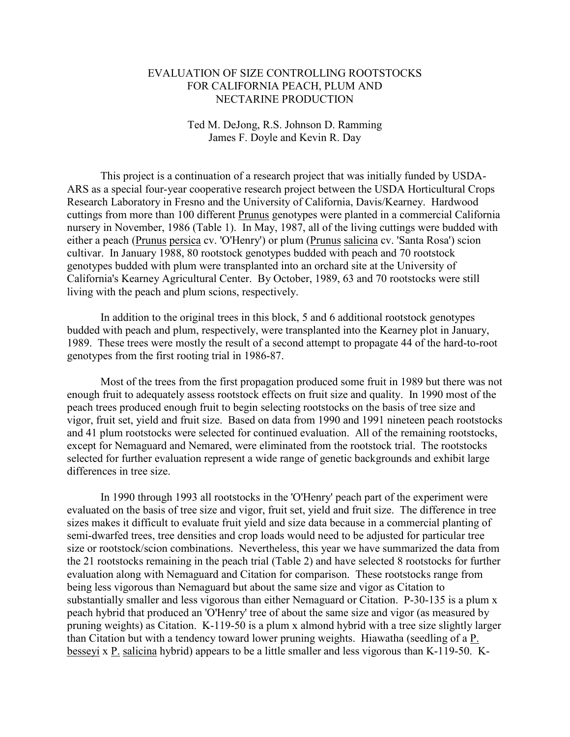# EVALUATION OF SIZE CONTROLLING ROOTSTOCKS FOR CALIFORNIA PEACH, PLUM AND NECTARINE PRODUCTION

Ted M. DeJong, R.S. Johnson D. Ramming
James F. Doyle and Kevin R. Day

This project is a continuation of a research project that was initially funded by USDA-ARS as a special four-year cooperative research project between the USDA Horticultural Crops Research Laboratory in Fresno and the University of California, Davis/Kearney. Hardwood cuttings from more than 100 different Prunus genotypes were planted in a commercial California nursery in November, 1986 (Table 1). In May, 1987, all of the living cuttings were budded with either a peach (Prunus persica cv. 'O'Henry') or plum (Prunus salicina cv. 'Santa Rosa') scion cultivar. In January 1988, 80 rootstock genotypes budded with peach and 70 rootstock genotypes budded with plum were transplanted into an orchard site at the University of California's Kearney Agricultural Center. By October, 1989, 63 and 70 rootstocks were still living with the peach and plum scions, respectively.

In addition to the original trees in this block, 5 and 6 additional rootstock genotypes budded with peach and plum, respectively, were transplanted into the Kearney plot in January, 1989. These trees were mostly the result of a second attempt to propagate 44 of the hard-to-root genotypes from the first rooting trial in 1986-87.

Most of the trees from the first propagation produced some fruit in 1989 but there was not enough fruit to adequately assess rootstock effects on fruit size and quality. In 1990 most of the peach trees produced enough fruit to begin selecting rootstocks on the basis of tree size and vigor, fruit set, yield and fruit size. Based on data from 1990 and 1991 nineteen peach rootstocks and 41 plum rootstocks were selected for continued evaluation. All of the remaining rootstocks, except for Nemaguard and Nemared, were eliminated from the rootstock trial. The rootstocks selected for further evaluation represent a wide range of genetic backgrounds and exhibit large differences in tree size.

In 1990 through 1993 all rootstocks in the 'O'Henry' peach part of the experiment were evaluated on the basis of tree size and vigor, fruit set, yield and fruit size. The difference in tree sizes makes it difficult to evaluate fruit yield and size data because in a commercial planting of semi-dwarfed trees, tree densities and crop loads would need to be adjusted for particular tree size or rootstock/scion combinations. Nevertheless, this year we have summarized the data from the 21 rootstocks remaining in the peach trial (Table 2) and have selected 8 rootstocks for further evaluation along with Nemaguard and Citation for comparison. These rootstocks range from being less vigorous than Nemaguard but about the same size and vigor as Citation to substantially smaller and less vigorous than either Nemaguard or Citation. P-30-135 is a plum x peach hybrid that produced an 'O'Henry' tree of about the same size and vigor (as measured by pruning weights) as Citation. K-119-50 is a plum x almond hybrid with a tree size slightly larger than Citation but with a tendency toward lower pruning weights. Hiawatha (seedling of a P. besseyi x P. salicina hybrid) appears to be a little smaller and less vigorous than K-119-50. K-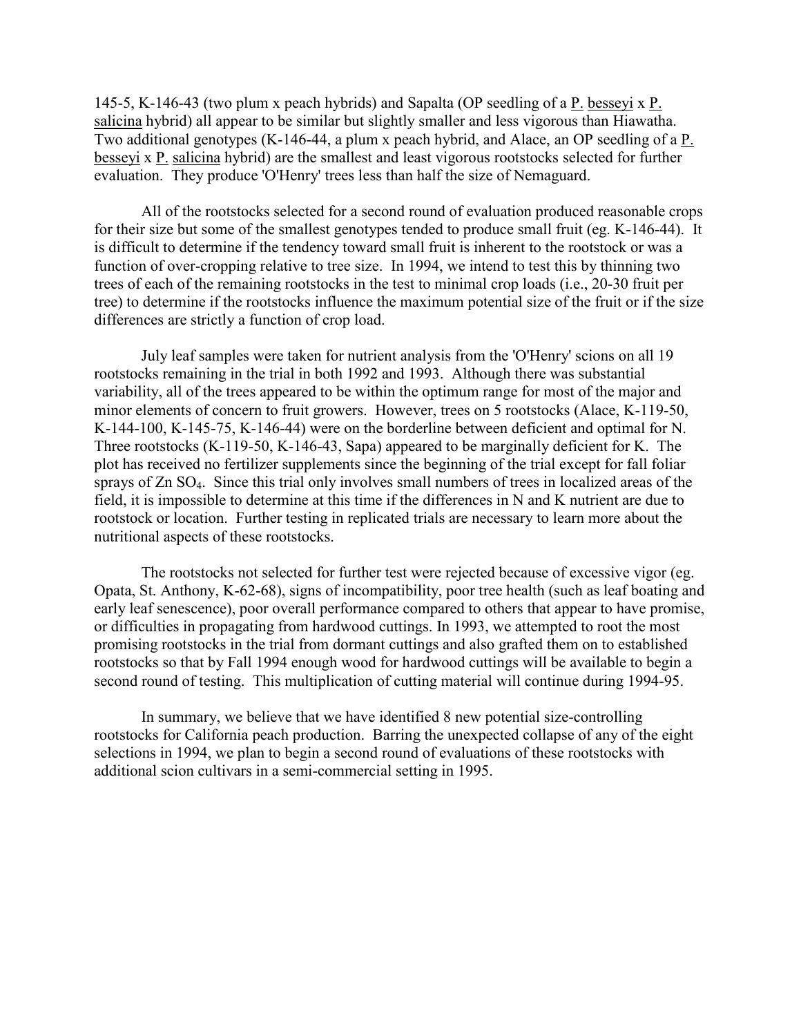145-5, K-146-43 (two plum x peach hybrids) and Sapalta (OP seedling of a P. besseyi x P. salicina hybrid) all appear to be similar but slightly smaller and less vigorous than Hiawatha. Two additional genotypes (K-146-44, a plum x peach hybrid, and Alace, an OP seedling of a P. besseyi x P. salicina hybrid) are the smallest and least vigorous rootstocks selected for further evaluation. They produce 'O'Henry' trees less than half the size of Nemaguard.

All of the rootstocks selected for a second round of evaluation produced reasonable crops for their size but some of the smallest genotypes tended to produce small fruit (eg. K-146-44). It is difficult to determine if the tendency toward small fruit is inherent to the rootstock or was a function of over-cropping relative to tree size. In 1994, we intend to test this by thinning two trees of each of the remaining rootstocks in the test to minimal crop loads (i.e., 20-30 fruit per tree) to determine if the rootstocks influence the maximum potential size of the fruit or if the size differences are strictly a function of crop load.

July leaf samples were taken for nutrient analysis from the 'O'Henry' scions on all 19 rootstocks remaining in the trial in both 1992 and 1993. Although there was substantial variability, all of the trees appeared to be within the optimum range for most of the major and minor elements of concern to fruit growers. However, trees on 5 rootstocks (Alace, K-119-50, K-144-100, K-145-75, K-146-44) were on the borderline between deficient and optimal for N. Three rootstocks (K-119-50, K-146-43, Sapa) appeared to be marginally deficient for K. The plot has received no fertilizer supplements since the beginning of the trial except for fall foliar sprays of Zn $SO_4$. Since this trial only involves small numbers of trees in localized areas of the field, it is impossible to determine at this time if the differences in N and K nutrient are due to rootstock or location. Further testing in replicated trials are necessary to learn more about the nutritional aspects of these rootstocks.

The rootstocks not selected for further test were rejected because of excessive vigor (eg. Opata, St. Anthony, K-62-68), signs of incompatibility, poor tree health (such as leaf boating and early leaf senescence), poor overall performance compared to others that appear to have promise, or difficulties in propagating from hardwood cuttings. In 1993, we attempted to root the most promising rootstocks in the trial from dormant cuttings and also grafted them on to established rootstocks so that by Fall 1994 enough wood for hardwood cuttings will be available to begin a second round of testing. This multiplication of cutting material will continue during 1994-95.

In summary, we believe that we have identified 8 new potential size-controlling rootstocks for California peach production. Barring the unexpected collapse of any of the eight selections in 1994, we plan to begin a second round of evaluations of these rootstocks with additional scion cultivars in a semi-commercial setting in 1995.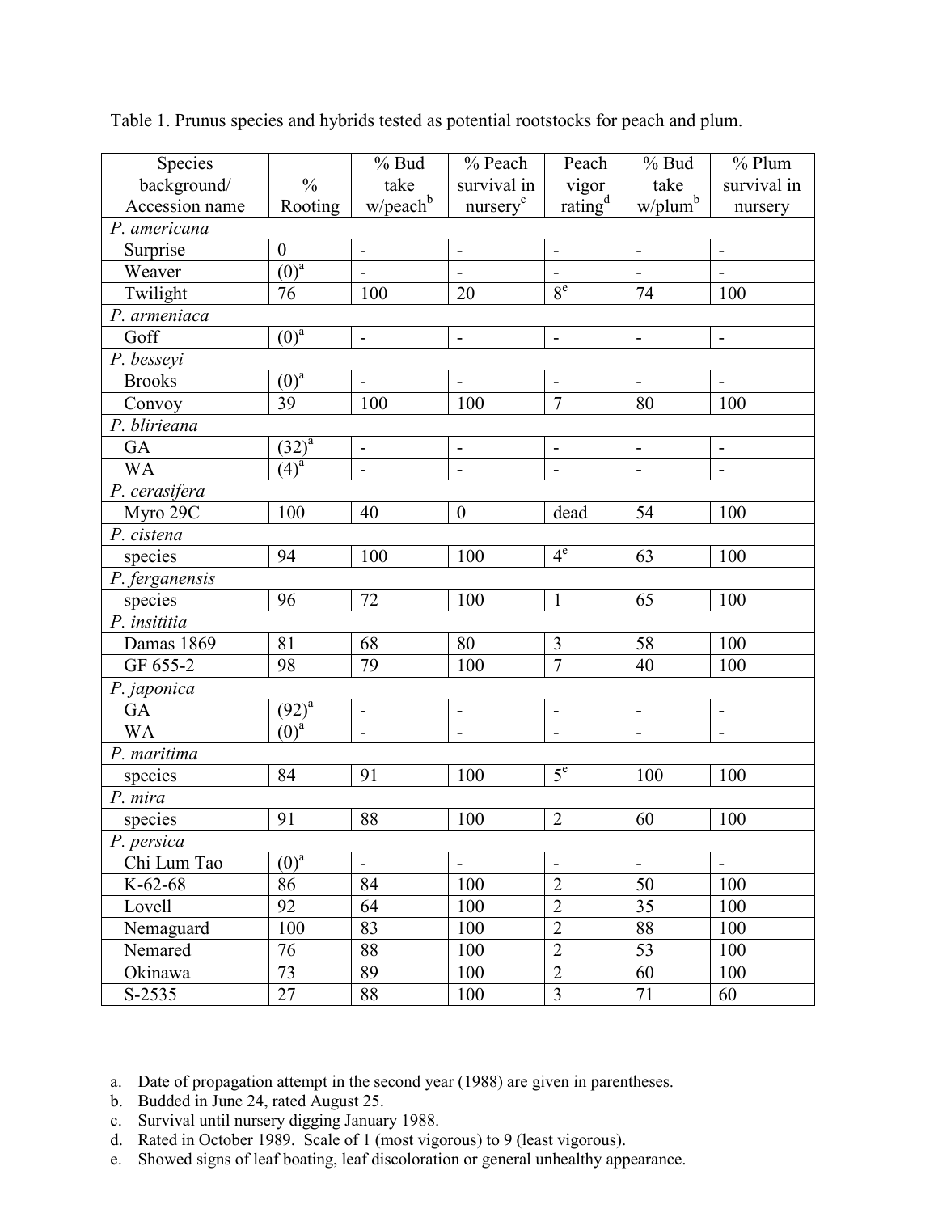Table 1. Prunus species and hybrids tested as potential rootstocks for peach and plum.

| Species background/ Accession name | % Rooting | % Bud take w/peach[b] | % Peach survival in nursery[c] | Peach vigor rating[d] | % Bud take w/plum[b] | % Plum survival in nursery |
|---|---|---|---|---|---|---|
| *P. americana* | | | | | | |
| Surprise | 0 | - | - | - | - | - |
| Weaver | (0)[a] | - | - | - | - | - |
| Twilight | 76 | 100 | 20 | 8[e] | 74 | 100 |
| *P. armeniaca* | | | | | | |
| Goff | (0)[a] | - | - | - | - | - |
| *P. besseyi* | | | | | | |
| Brooks | (0)[a] | - | - | - | - | - |
| Convoy | 39 | 100 | 100 | 7 | 80 | 100 |
| *P. blirieana* | | | | | | |
| GA | (32)[a] | - | - | - | - | - |
| WA | (4)[a] | - | - | - | - | - |
| *P. cerasifera* | | | | | | |
| Myro 29C | 100 | 40 | 0 | dead | 54 | 100 |
| *P. cistena* | | | | | | |
| species | 94 | 100 | 100 | 4[e] | 63 | 100 |
| *P. ferganensis* | | | | | | |
| species | 96 | 72 | 100 | 1 | 65 | 100 |
| *P. insititia* | | | | | | |
| Damas 1869 | 81 | 68 | 80 | 3 | 58 | 100 |
| GF 655-2 | 98 | 79 | 100 | 7 | 40 | 100 |
| *P. japonica* | | | | | | |
| GA | (92)[a] | - | - | - | - | - |
| WA | (0)[a] | - | - | - | - | - |
| *P. maritima* | | | | | | |
| species | 84 | 91 | 100 | 5[e] | 100 | 100 |
| *P. mira* | | | | | | |
| species | 91 | 88 | 100 | 2 | 60 | 100 |
| *P. persica* | | | | | | |
| Chi Lum Tao | (0)[a] | - | - | - | - | - |
| K-62-68 | 86 | 84 | 100 | 2 | 50 | 100 |
| Lovell | 92 | 64 | 100 | 2 | 35 | 100 |
| Nemaguard | 100 | 83 | 100 | 2 | 88 | 100 |
| Nemared | 76 | 88 | 100 | 2 | 53 | 100 |
| Okinawa | 73 | 89 | 100 | 2 | 60 | 100 |
| S-2535 | 27 | 88 | 100 | 3 | 71 | 60 |

a. Date of propagation attempt in the second year (1988) are given in parentheses.
b. Budded in June 24, rated August 25.
c. Survival until nursery digging January 1988.
d. Rated in October 1989. Scale of 1 (most vigorous) to 9 (least vigorous).
e. Showed signs of leaf boating, leaf discoloration or general unhealthy appearance.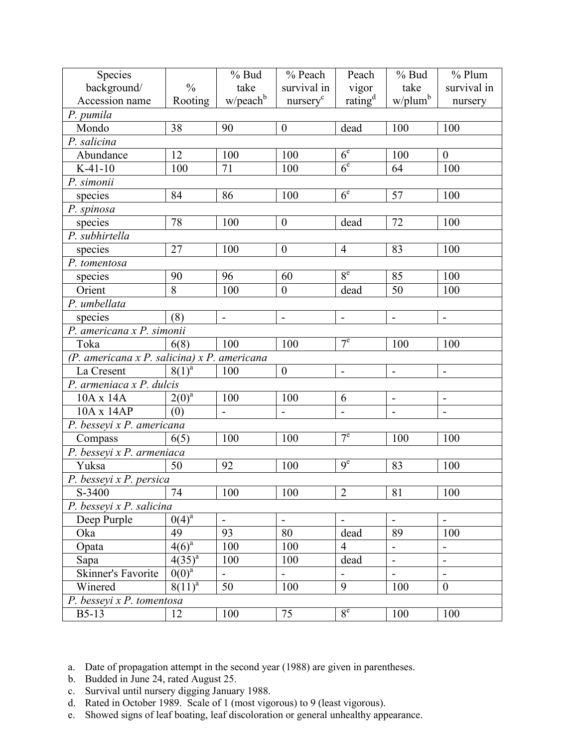| Species background/ Accession name | % Rooting | % Bud take w/peach[b] | % Peach survival in nursery[c] | Peach vigor rating[d] | % Bud take w/plum[b] | % Plum survival in nursery |
|---|---|---|---|---|---|---|
| *P. pumila* | | | | | | |
| Mondo | 38 | 90 | 0 | dead | 100 | 100 |
| *P. salicina* | | | | | | |
| Abundance | 12 | 100 | 100 | 6[e] | 100 | 0 |
| K-41-10 | 100 | 71 | 100 | 6[e] | 64 | 100 |
| *P. simonii* | | | | | | |
| species | 84 | 86 | 100 | 6[e] | 57 | 100 |
| *P. spinosa* | | | | | | |
| species | 78 | 100 | 0 | dead | 72 | 100 |
| *P. subhirtella* | | | | | | |
| species | 27 | 100 | 0 | 4 | 83 | 100 |
| *P. tomentosa* | | | | | | |
| species | 90 | 96 | 60 | 8[e] | 85 | 100 |
| Orient | 8 | 100 | 0 | dead | 50 | 100 |
| *P. umbellata* | | | | | | |
| species | (8) | - | - | - | - | - |
| *P. americana x P. simonii* | | | | | | |
| Toka | 6(8) | 100 | 100 | 7[e] | 100 | 100 |
| *(P. americana x P. salicina) x P. americana* | | | | | | |
| La Cresent | 8(1)[a] | 100 | 0 | - | - | - |
| *P. armeniaca x P. dulcis* | | | | | | |
| 10A x 14A | 2(0)[a] | 100 | 100 | 6 | - | - |
| 10A x 14AP | (0) | - | - | - | - | - |
| *P. besseyi x P. americana* | | | | | | |
| Compass | 6(5) | 100 | 100 | 7[e] | 100 | 100 |
| *P. besseyi x P. armeniaca* | | | | | | |
| Yuksa | 50 | 92 | 100 | 9[e] | 83 | 100 |
| *P. besseyi x P. persica* | | | | | | |
| S-3400 | 74 | 100 | 100 | 2 | 81 | 100 |
| *P. besseyi x P. salicina* | | | | | | |
| Deep Purple | 0(4)[a] | - | - | - | - | - |
| Oka | 49 | 93 | 80 | dead | 89 | 100 |
| Opata | 4(6)[a] | 100 | 100 | 4 | - | - |
| Sapa | 4(35)[a] | 100 | 100 | dead | - | - |
| Skinner's Favorite | 0(0)[a] | - | - | - | - | - |
| Winered | 8(11)[a] | 50 | 100 | 9 | 100 | 0 |
| *P. besseyi x P. tomentosa* | | | | | | |
| B5-13 | 12 | 100 | 75 | 8[e] | 100 | 100 |

a. Date of propagation attempt in the second year (1988) are given in parentheses.
b. Budded in June 24, rated August 25.
c. Survival until nursery digging January 1988.
d. Rated in October 1989. Scale of 1 (most vigorous) to 9 (least vigorous).
e. Showed signs of leaf boating, leaf discoloration or general unhealthy appearance.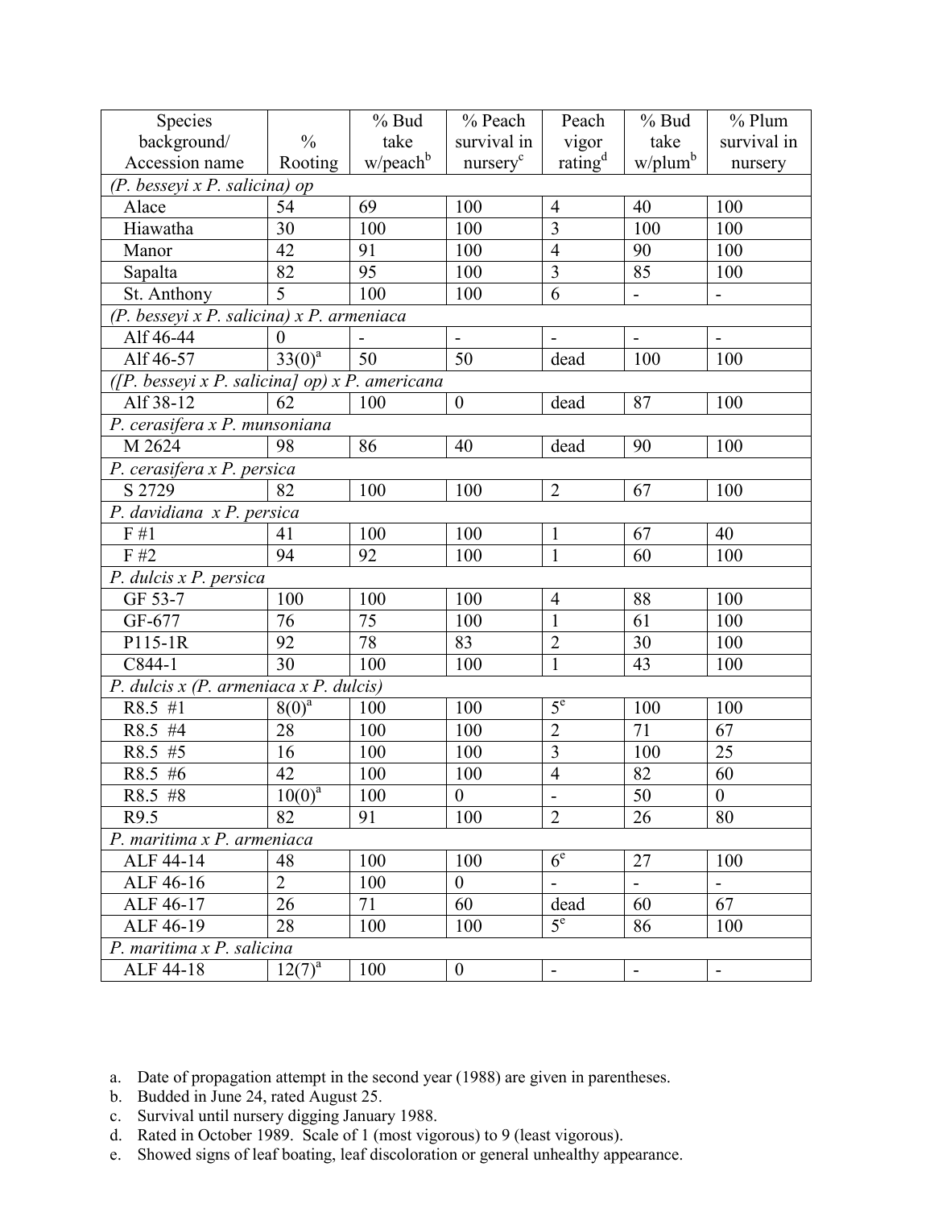| Species background/ Accession name | % Rooting | % Bud take w/peach[b] | % Peach survival in nursery[c] | Peach vigor rating[d] | % Bud take w/plum[b] | % Plum survival in nursery |
|---|---|---|---|---|---|---|
| *(P. besseyi x P. salicina) op* | | | | | | |
| Alace | 54 | 69 | 100 | 4 | 40 | 100 |
| Hiawatha | 30 | 100 | 100 | 3 | 100 | 100 |
| Manor | 42 | 91 | 100 | 4 | 90 | 100 |
| Sapalta | 82 | 95 | 100 | 3 | 85 | 100 |
| St. Anthony | 5 | 100 | 100 | 6 | - | - |
| *(P. besseyi x P. salicina) x P. armeniaca* | | | | | | |
| Alf 46-44 | 0 | - | - | - | - | - |
| Alf 46-57 | 33(0)[a] | 50 | 50 | dead | 100 | 100 |
| *([P. besseyi x P. salicina] op) x P. americana* | | | | | | |
| Alf 38-12 | 62 | 100 | 0 | dead | 87 | 100 |
| *P. cerasifera x P. munsoniana* | | | | | | |
| M 2624 | 98 | 86 | 40 | dead | 90 | 100 |
| *P. cerasifera x P. persica* | | | | | | |
| S 2729 | 82 | 100 | 100 | 2 | 67 | 100 |
| *P. davidiana x P. persica* | | | | | | |
| F #1 | 41 | 100 | 100 | 1 | 67 | 40 |
| F #2 | 94 | 92 | 100 | 1 | 60 | 100 |
| *P. dulcis x P. persica* | | | | | | |
| GF 53-7 | 100 | 100 | 100 | 4 | 88 | 100 |
| GF-677 | 76 | 75 | 100 | 1 | 61 | 100 |
| P115-1R | 92 | 78 | 83 | 2 | 30 | 100 |
| C844-1 | 30 | 100 | 100 | 1 | 43 | 100 |
| *P. dulcis x (P. armeniaca x P. dulcis)* | | | | | | |
| R8.5 #1 | 8(0)[a] | 100 | 100 | 5[e] | 100 | 100 |
| R8.5 #4 | 28 | 100 | 100 | 2 | 71 | 67 |
| R8.5 #5 | 16 | 100 | 100 | 3 | 100 | 25 |
| R8.5 #6 | 42 | 100 | 100 | 4 | 82 | 60 |
| R8.5 #8 | 10(0)[a] | 100 | 0 | - | 50 | 0 |
| R9.5 | 82 | 91 | 100 | 2 | 26 | 80 |
| *P. maritima x P. armeniaca* | | | | | | |
| ALF 44-14 | 48 | 100 | 100 | 6[e] | 27 | 100 |
| ALF 46-16 | 2 | 100 | 0 | - | - | - |
| ALF 46-17 | 26 | 71 | 60 | dead | 60 | 67 |
| ALF 46-19 | 28 | 100 | 100 | 5[e] | 86 | 100 |
| *P. maritima x P. salicina* | | | | | | |
| ALF 44-18 | 12(7)[a] | 100 | 0 | - | - | - |

a. Date of propagation attempt in the second year (1988) are given in parentheses.
b. Budded in June 24, rated August 25.
c. Survival until nursery digging January 1988.
d. Rated in October 1989. Scale of 1 (most vigorous) to 9 (least vigorous).
e. Showed signs of leaf boating, leaf discoloration or general unhealthy appearance.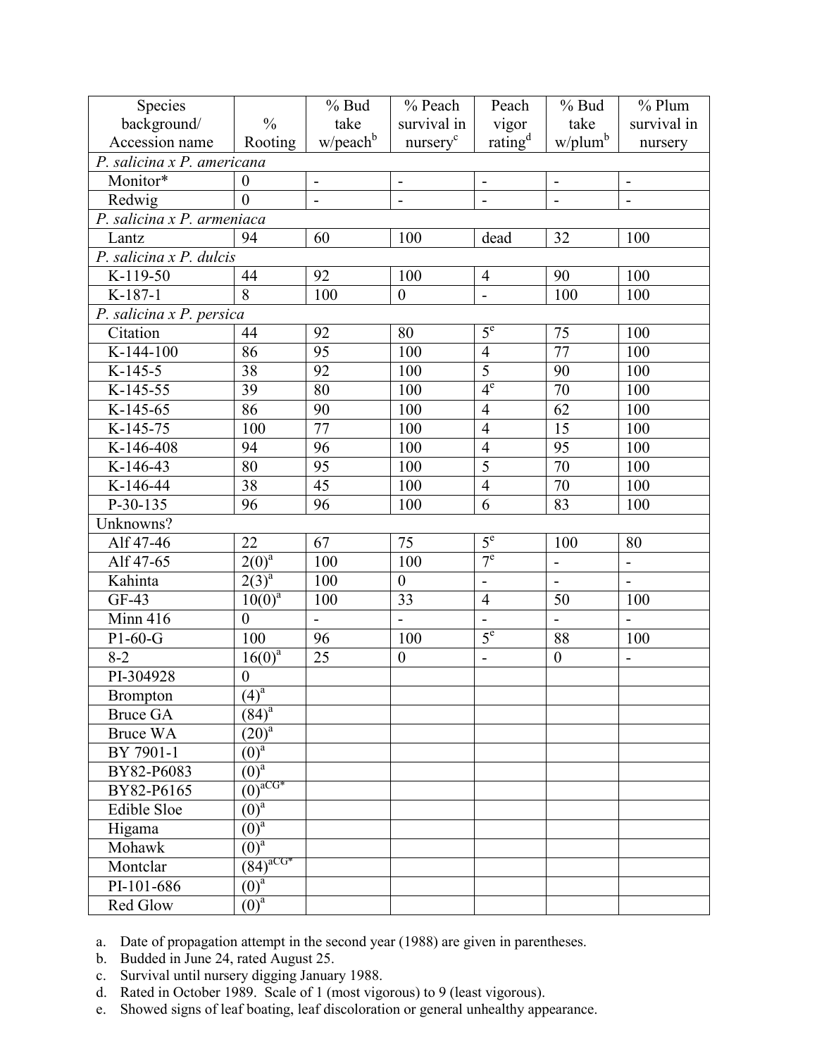| Species background/ Accession name | % Rooting | % Bud take w/peach[b] | % Peach survival in nursery[c] | Peach vigor rating[d] | % Bud take w/plum[b] | % Plum survival in nursery |
|---|---|---|---|---|---|---|
| *P. salicina x P. americana* | | | | | | |
| Monitor* | 0 | - | - | - | - | - |
| Redwig | 0 | - | - | - | - | - |
| *P. salicina x P. armeniaca* | | | | | | |
| Lantz | 94 | 60 | 100 | dead | 32 | 100 |
| *P. salicina x P. dulcis* | | | | | | |
| K-119-50 | 44 | 92 | 100 | 4 | 90 | 100 |
| K-187-1 | 8 | 100 | 0 | - | 100 | 100 |
| *P. salicina x P. persica* | | | | | | |
| Citation | 44 | 92 | 80 | 5[e] | 75 | 100 |
| K-144-100 | 86 | 95 | 100 | 4 | 77 | 100 |
| K-145-5 | 38 | 92 | 100 | 5 | 90 | 100 |
| K-145-55 | 39 | 80 | 100 | 4[e] | 70 | 100 |
| K-145-65 | 86 | 90 | 100 | 4 | 62 | 100 |
| K-145-75 | 100 | 77 | 100 | 4 | 15 | 100 |
| K-146-408 | 94 | 96 | 100 | 4 | 95 | 100 |
| K-146-43 | 80 | 95 | 100 | 5 | 70 | 100 |
| K-146-44 | 38 | 45 | 100 | 4 | 70 | 100 |
| P-30-135 | 96 | 96 | 100 | 6 | 83 | 100 |
| Unknowns? | | | | | | |
| Alf 47-46 | 22 | 67 | 75 | 5[e] | 100 | 80 |
| Alf 47-65 | 2(0)[a] | 100 | 100 | 7[e] | - | - |
| Kahinta | 2(3)[a] | 100 | 0 | - | - | - |
| GF-43 | 10(0)[a] | 100 | 33 | 4 | 50 | 100 |
| Minn 416 | 0 | - | - | - | - | - |
| P1-60-G | 100 | 96 | 100 | 5[e] | 88 | 100 |
| 8-2 | 16(0)[a] | 25 | 0 | - | 0 | - |
| PI-304928 | 0 | | | | | |
| Brompton | (4)[a] | | | | | |
| Bruce GA | (84)[a] | | | | | |
| Bruce WA | (20)[a] | | | | | |
| BY 7901-1 | (0)[a] | | | | | |
| BY82-P6083 | (0)[a] | | | | | |
| BY82-P6165 | (0)[aCG*] | | | | | |
| Edible Sloe | (0)[a] | | | | | |
| Higama | (0)[a] | | | | | |
| Mohawk | (0)[a] | | | | | |
| Montclar | (84)[aCG*] | | | | | |
| PI-101-686 | (0)[a] | | | | | |
| Red Glow | (0)[a] | | | | | |

a. Date of propagation attempt in the second year (1988) are given in parentheses.
b. Budded in June 24, rated August 25.
c. Survival until nursery digging January 1988.
d. Rated in October 1989. Scale of 1 (most vigorous) to 9 (least vigorous).
e. Showed signs of leaf boating, leaf discoloration or general unhealthy appearance.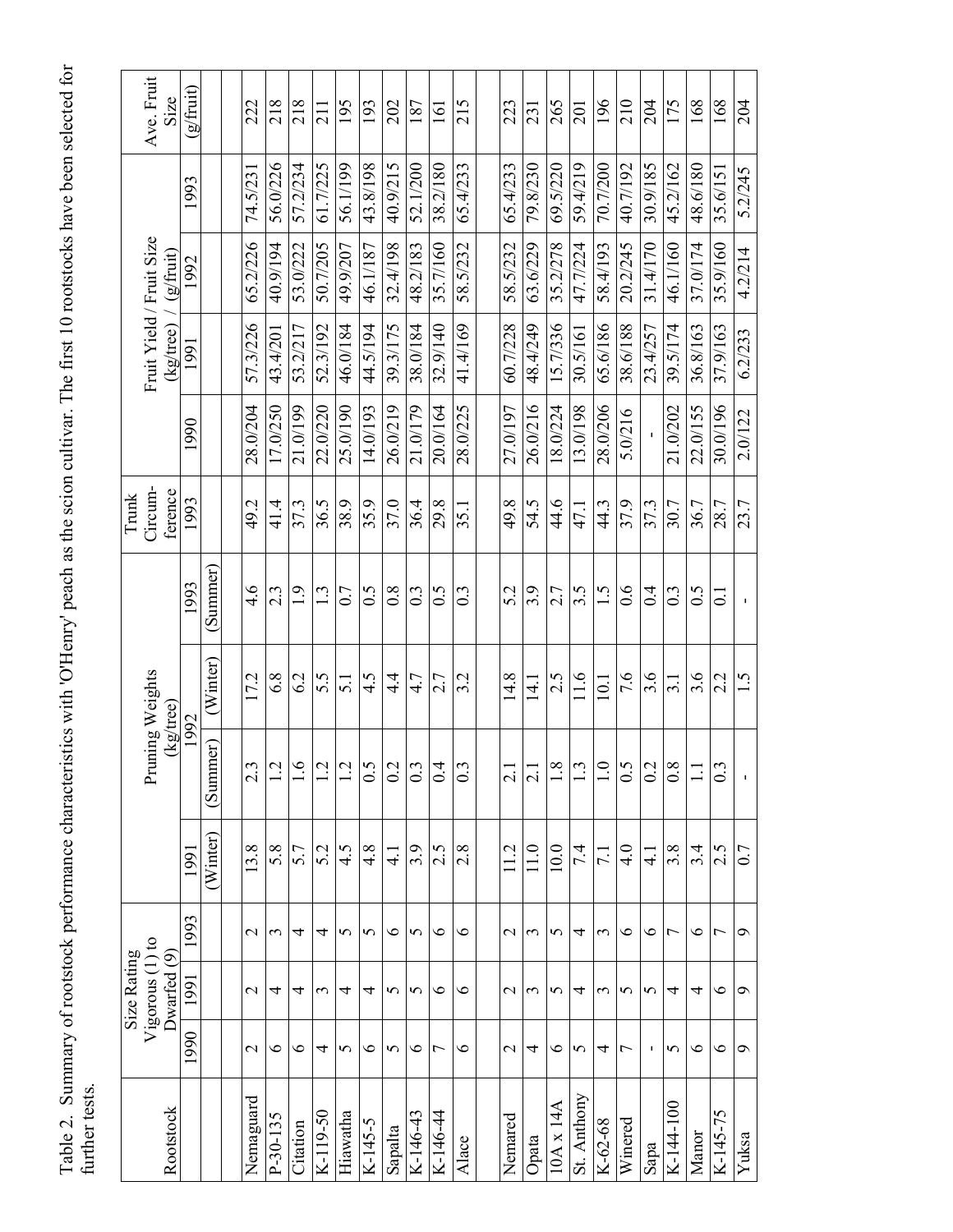Table 2. Summary of rootstock performance characteristics with 'O'Henry' peach as the scion cultivar. The first 10 rootstocks have been selected for further tests.

| Rootstock | Size Rating Vigorous (1) to Dwarfed (9) | | | Pruning Weights (kg/tree) | | | | Trunk Circum-ference | Fruit Yield / Fruit Size (kg/tree) / (g/fruit) | | | | Ave. Fruit Size |
|---|---|---|---|---|---|---|---|---|---|---|---|---|---|
| | 1990 | 1991 | 1993 | 1991 | 1992 | | 1993 | 1993 | 1990 | 1991 | 1992 | 1993 | (g/fruit) |
| | | | | (Winter) | (Summer) | (Winter) | (Summer) | | | | | | |
| Nemaguard | 2 | 2 | 2 | 13.8 | 2.3 | 17.2 | 4.6 | 49.2 | 28.0/204 | 57.3/226 | 65.2/226 | 74.5/231 | 222 |
| P-30-135 | 6 | 4 | 3 | 5.8 | 1.2 | 6.8 | 2.3 | 41.4 | 17.0/250 | 43.4/201 | 40.9/194 | 56.0/226 | 218 |
| Citation | 6 | 4 | 4 | 5.7 | 1.6 | 6.2 | 1.9 | 37.3 | 21.0/199 | 53.2/217 | 53.0/222 | 57.2/234 | 218 |
| K-119-50 | 4 | 3 | 4 | 5.2 | 1.2 | 5.5 | 1.3 | 36.5 | 22.0/220 | 52.3/192 | 50.7/205 | 61.7/225 | 211 |
| Hiawatha | 5 | 4 | 5 | 4.5 | 1.2 | 5.1 | 0.7 | 38.9 | 25.0/190 | 46.0/184 | 49.9/207 | 56.1/199 | 195 |
| K-145-5 | 6 | 4 | 5 | 4.8 | 0.5 | 4.5 | 0.5 | 35.9 | 14.0/193 | 44.5/194 | 46.1/187 | 43.8/198 | 193 |
| Sapalta | 5 | 5 | 6 | 4.1 | 0.2 | 4.4 | 0.8 | 37.0 | 26.0/219 | 39.3/175 | 32.4/198 | 40.9/215 | 202 |
| K-146-43 | 6 | 5 | 5 | 3.9 | 0.3 | 4.7 | 0.3 | 36.4 | 21.0/179 | 38.0/184 | 48.2/183 | 52.1/200 | 187 |
| K-146-44 | 7 | 6 | 6 | 2.5 | 0.4 | 2.7 | 0.5 | 29.8 | 20.0/164 | 32.9/140 | 35.7/160 | 38.2/180 | 161 |
| Alace | 6 | 6 | 6 | 2.8 | 0.3 | 3.2 | 0.3 | 35.1 | 28.0/225 | 41.4/169 | 58.5/232 | 65.4/233 | 215 |
| | | | | | | | | | | | | | |
| Nemared | 2 | 2 | 2 | 11.2 | 2.1 | 14.8 | 5.2 | 49.8 | 27.0/197 | 60.7/228 | 58.5/232 | 65.4/233 | 223 |
| Opata | 4 | 3 | 3 | 11.0 | 2.1 | 14.1 | 3.9 | 54.5 | 26.0/216 | 48.4/249 | 63.6/229 | 79.8/230 | 231 |
| 10A x 14A | 6 | 5 | 5 | 10.0 | 1.8 | 2.5 | 2.7 | 44.6 | 18.0/224 | 15.7/336 | 35.2/278 | 69.5/220 | 265 |
| St. Anthony | 5 | 4 | 4 | 7.4 | 1.3 | 11.6 | 3.5 | 47.1 | 13.0/198 | 30.5/161 | 47.7/224 | 59.4/219 | 201 |
| K-62-68 | 4 | 3 | 3 | 7.1 | 1.0 | 10.1 | 1.5 | 44.3 | 28.0/206 | 65.6/186 | 58.4/193 | 70.7/200 | 196 |
| Winered | 7 | 5 | 6 | 4.0 | 0.5 | 7.6 | 0.6 | 37.9 | 5.0/216 | 38.6/188 | 20.2/245 | 40.7/192 | 210 |
| Sapa | - | 5 | 6 | 4.1 | 0.2 | 3.6 | 0.4 | 37.3 | - | 23.4/257 | 31.4/170 | 30.9/185 | 204 |
| K-144-100 | 5 | 4 | 7 | 3.8 | 0.8 | 3.1 | 0.3 | 30.7 | 21.0/202 | 39.5/174 | 46.1/160 | 45.2/162 | 175 |
| Manor | 6 | 4 | 6 | 3.4 | 1.1 | 3.6 | 0.5 | 36.7 | 22.0/155 | 36.8/163 | 37.0/174 | 48.6/180 | 168 |
| K-145-75 | 6 | 6 | 7 | 2.5 | 0.3 | 2.2 | 0.1 | 28.7 | 30.0/196 | 37.9/163 | 35.9/160 | 35.6/151 | 168 |
| Yuksa | 9 | 9 | 9 | 0.7 | - | 1.5 | - | 23.7 | 2.0/122 | 6.2/233 | 4.2/214 | 5.2/245 | 204 |